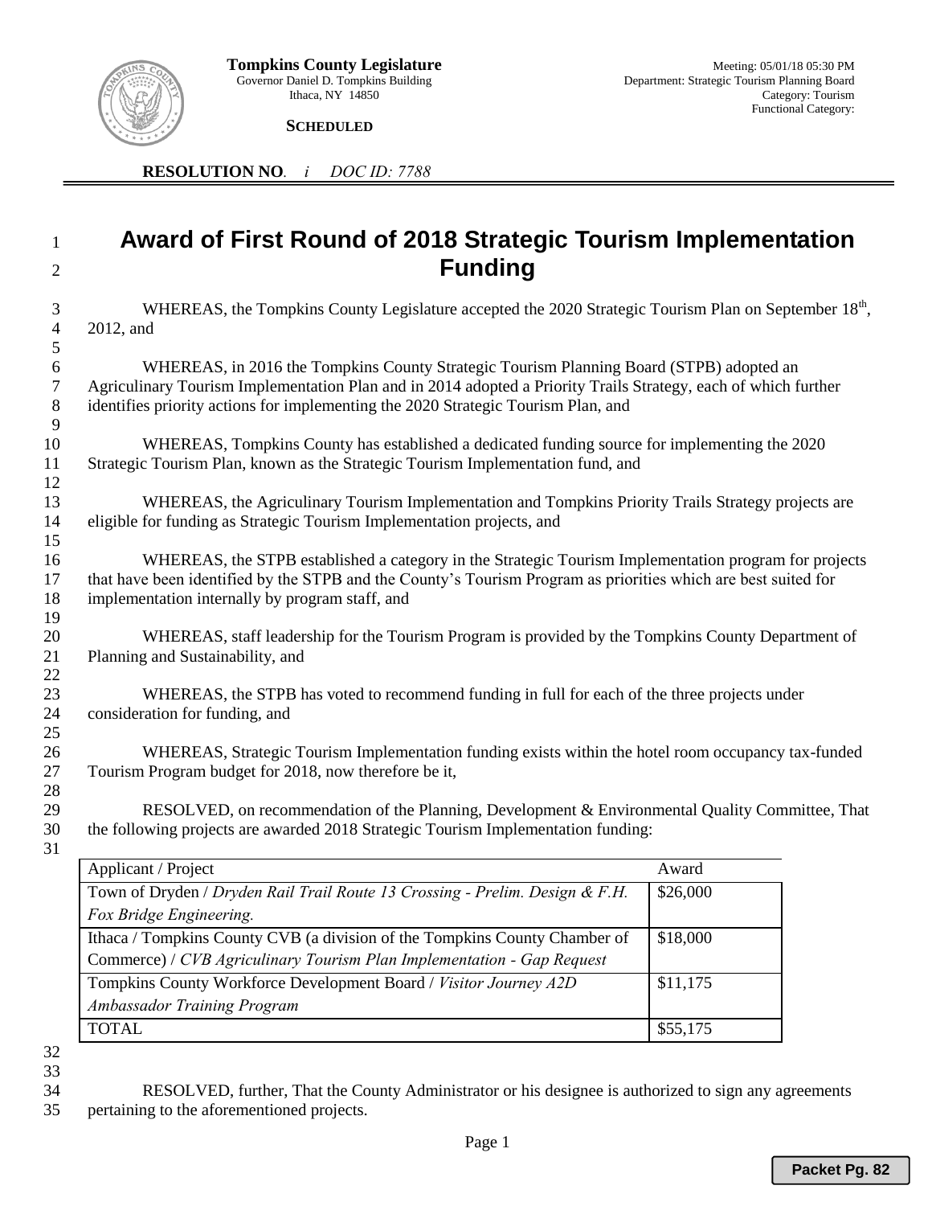**Tompkins County Legislature**
Governor Daniel D. Tompkins Building
Ithaca, NY 14850

Meeting: 05/01/18 05:30 PM
Department: Strategic Tourism Planning Board
Category: Tourism
Functional Category:

**SCHEDULED**

**RESOLUTION NO**. *i DOC ID: 7788*

# Award of First Round of 2018 Strategic Tourism Implementation Funding

WHEREAS, the Tompkins County Legislature accepted the 2020 Strategic Tourism Plan on September 18th, 2012, and

WHEREAS, in 2016 the Tompkins County Strategic Tourism Planning Board (STPB) adopted an Agriculinary Tourism Implementation Plan and in 2014 adopted a Priority Trails Strategy, each of which further identifies priority actions for implementing the 2020 Strategic Tourism Plan, and

WHEREAS, Tompkins County has established a dedicated funding source for implementing the 2020 Strategic Tourism Plan, known as the Strategic Tourism Implementation fund, and

WHEREAS, the Agriculinary Tourism Implementation and Tompkins Priority Trails Strategy projects are eligible for funding as Strategic Tourism Implementation projects, and

WHEREAS, the STPB established a category in the Strategic Tourism Implementation program for projects that have been identified by the STPB and the County's Tourism Program as priorities which are best suited for implementation internally by program staff, and

WHEREAS, staff leadership for the Tourism Program is provided by the Tompkins County Department of Planning and Sustainability, and

WHEREAS, the STPB has voted to recommend funding in full for each of the three projects under consideration for funding, and

WHEREAS, Strategic Tourism Implementation funding exists within the hotel room occupancy tax-funded Tourism Program budget for 2018, now therefore be it,

RESOLVED, on recommendation of the Planning, Development & Environmental Quality Committee, That the following projects are awarded 2018 Strategic Tourism Implementation funding:

| Applicant / Project | Award |
|---|---|
| Town of Dryden / *Dryden Rail Trail Route 13 Crossing - Prelim. Design & F.H. Fox Bridge Engineering.* | $26,000 |
| Ithaca / Tompkins County CVB (a division of the Tompkins County Chamber of Commerce) / *CVB Agriculinary Tourism Plan Implementation - Gap Request* | $18,000 |
| Tompkins County Workforce Development Board / *Visitor Journey A2D Ambassador Training Program* | $11,175 |
| TOTAL | $55,175 |

RESOLVED, further, That the County Administrator or his designee is authorized to sign any agreements pertaining to the aforementioned projects.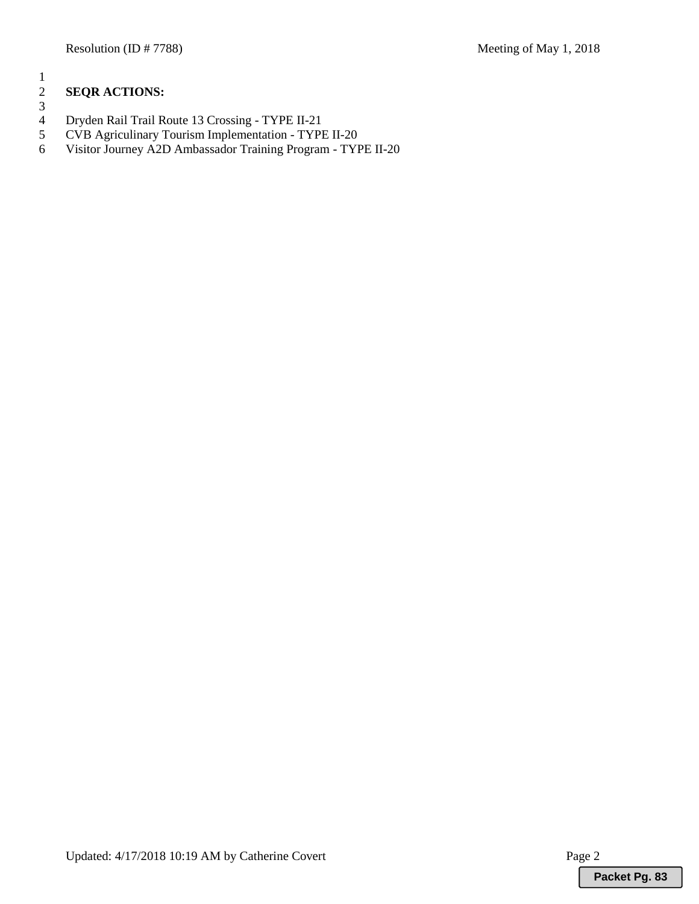**SEQR ACTIONS:**

Dryden Rail Trail Route 13 Crossing - TYPE II-21
CVB Agriculinary Tourism Implementation - TYPE II-20
Visitor Journey A2D Ambassador Training Program - TYPE II-20